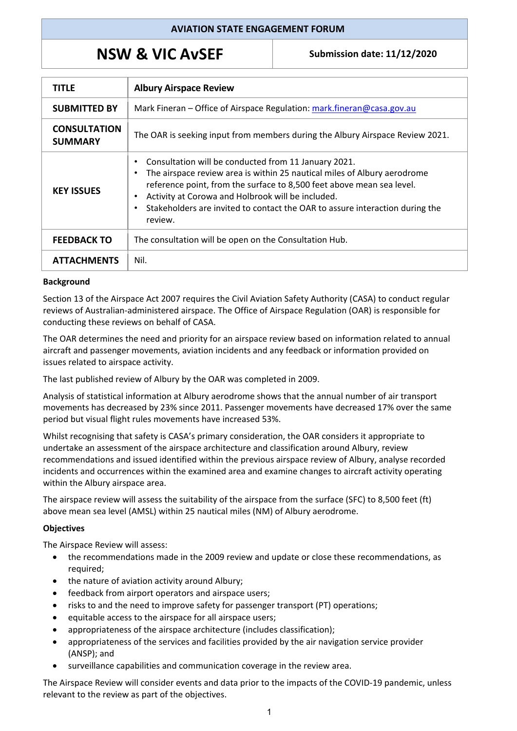| AVIATION STATE ENGAGEMENT FORUM | |
|---|---|
| **NSW & VIC AvSEF** | **Submission date: 11/12/2020** |

| | |
|---|---|
| **TITLE** | **Albury Airspace Review** |
| **SUBMITTED BY** | Mark Fineran – Office of Airspace Regulation: mark.fineran@casa.gov.au |
| **CONSULTATION SUMMARY** | The OAR is seeking input from members during the Albury Airspace Review 2021. |
| **KEY ISSUES** | • Consultation will be conducted from 11 January 2021.<br>• The airspace review area is within 25 nautical miles of Albury aerodrome reference point, from the surface to 8,500 feet above mean sea level.<br>• Activity at Corowa and Holbrook will be included.<br>• Stakeholders are invited to contact the OAR to assure interaction during the review. |
| **FEEDBACK TO** | The consultation will be open on the Consultation Hub. |
| **ATTACHMENTS** | Nil. |

**Background**

Section 13 of the Airspace Act 2007 requires the Civil Aviation Safety Authority (CASA) to conduct regular reviews of Australian-administered airspace. The Office of Airspace Regulation (OAR) is responsible for conducting these reviews on behalf of CASA.

The OAR determines the need and priority for an airspace review based on information related to annual aircraft and passenger movements, aviation incidents and any feedback or information provided on issues related to airspace activity.

The last published review of Albury by the OAR was completed in 2009.

Analysis of statistical information at Albury aerodrome shows that the annual number of air transport movements has decreased by 23% since 2011. Passenger movements have decreased 17% over the same period but visual flight rules movements have increased 53%.

Whilst recognising that safety is CASA's primary consideration, the OAR considers it appropriate to undertake an assessment of the airspace architecture and classification around Albury, review recommendations and issued identified within the previous airspace review of Albury, analyse recorded incidents and occurrences within the examined area and examine changes to aircraft activity operating within the Albury airspace area.

The airspace review will assess the suitability of the airspace from the surface (SFC) to 8,500 feet (ft) above mean sea level (AMSL) within 25 nautical miles (NM) of Albury aerodrome.

**Objectives**

The Airspace Review will assess:

- the recommendations made in the 2009 review and update or close these recommendations, as required;
- the nature of aviation activity around Albury;
- feedback from airport operators and airspace users;
- risks to and the need to improve safety for passenger transport (PT) operations;
- equitable access to the airspace for all airspace users;
- appropriateness of the airspace architecture (includes classification);
- appropriateness of the services and facilities provided by the air navigation service provider (ANSP); and
- surveillance capabilities and communication coverage in the review area.

The Airspace Review will consider events and data prior to the impacts of the COVID-19 pandemic, unless relevant to the review as part of the objectives.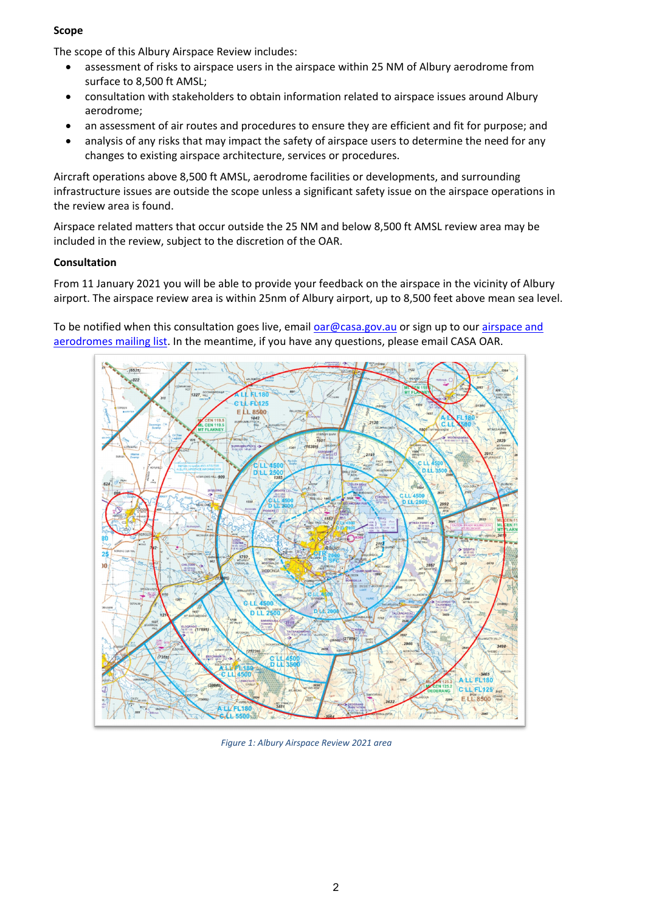**Scope**

The scope of this Albury Airspace Review includes:

- assessment of risks to airspace users in the airspace within 25 NM of Albury aerodrome from surface to 8,500 ft AMSL;
- consultation with stakeholders to obtain information related to airspace issues around Albury aerodrome;
- an assessment of air routes and procedures to ensure they are efficient and fit for purpose; and
- analysis of any risks that may impact the safety of airspace users to determine the need for any changes to existing airspace architecture, services or procedures.

Aircraft operations above 8,500 ft AMSL, aerodrome facilities or developments, and surrounding infrastructure issues are outside the scope unless a significant safety issue on the airspace operations in the review area is found.

Airspace related matters that occur outside the 25 NM and below 8,500 ft AMSL review area may be included in the review, subject to the discretion of the OAR.

**Consultation**

From 11 January 2021 you will be able to provide your feedback on the airspace in the vicinity of Albury airport. The airspace review area is within 25nm of Albury airport, up to 8,500 feet above mean sea level.

To be notified when this consultation goes live, email oar@casa.gov.au or sign up to our airspace and aerodromes mailing list. In the meantime, if you have any questions, please email CASA OAR.

*Figure 1: Albury Airspace Review 2021 area*